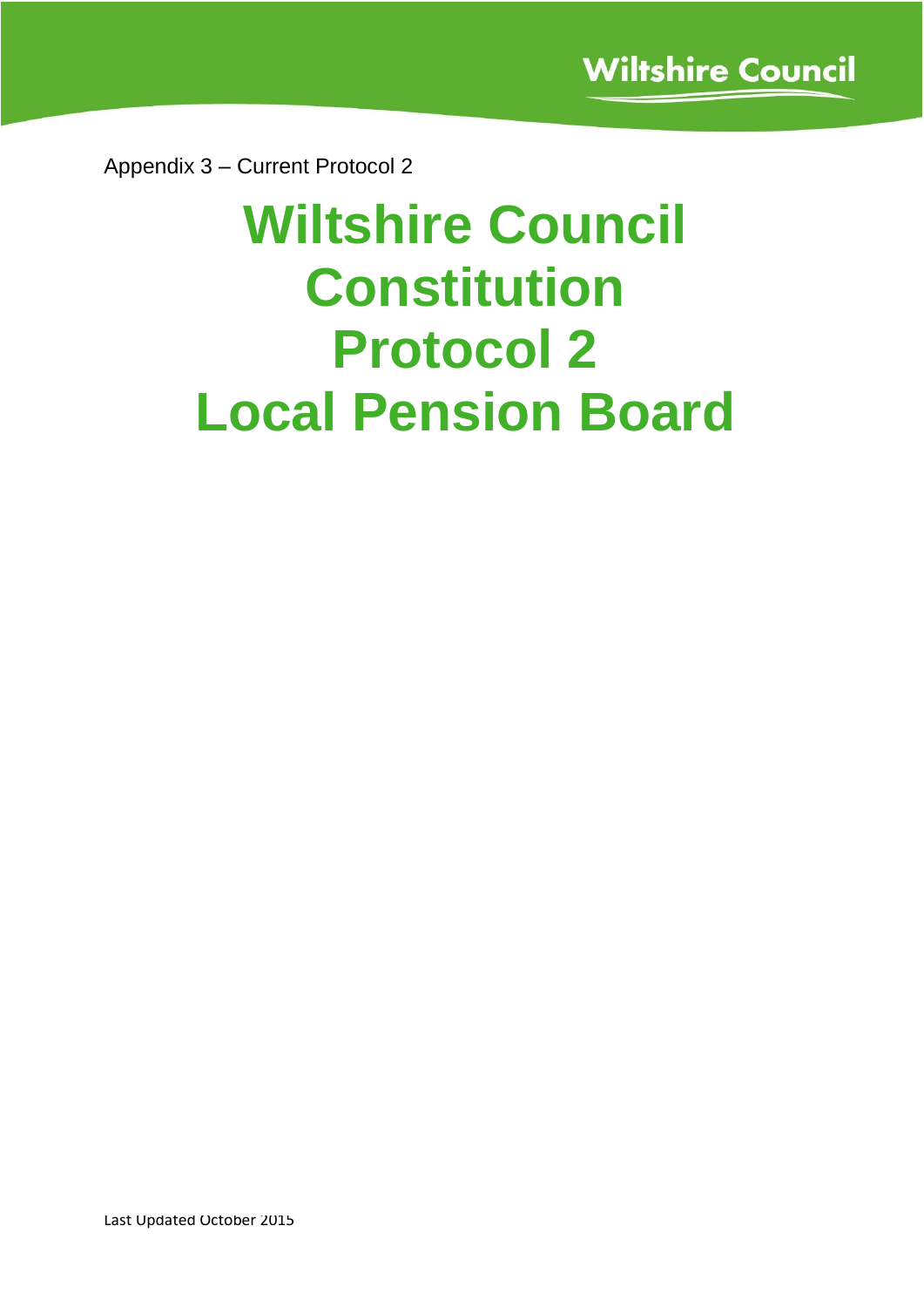Appendix 3 – Current Protocol 2

# Wiltshire Council Constitution Protocol 2 Local Pension Board

Last Updated October 2015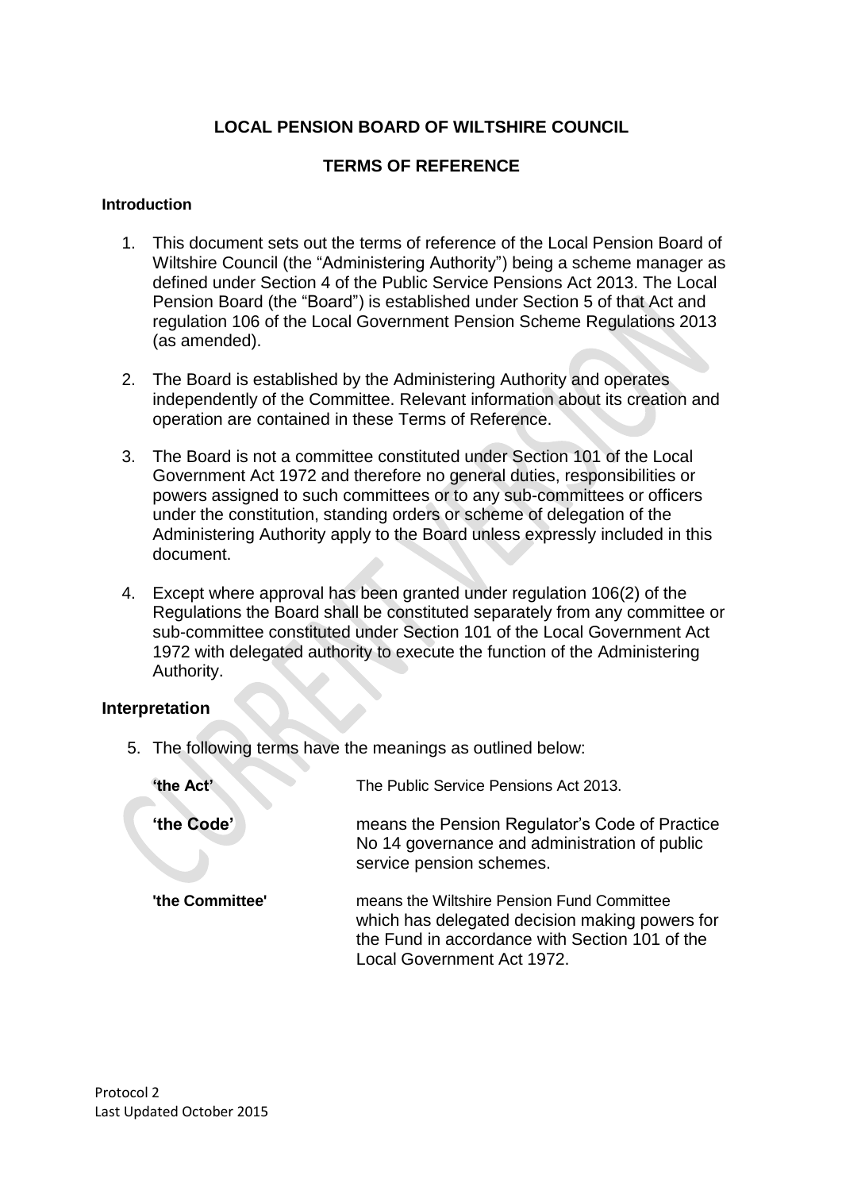## LOCAL PENSION BOARD OF WILTSHIRE COUNCIL

## TERMS OF REFERENCE

### Introduction

1. This document sets out the terms of reference of the Local Pension Board of Wiltshire Council (the "Administering Authority") being a scheme manager as defined under Section 4 of the Public Service Pensions Act 2013. The Local Pension Board (the "Board") is established under Section 5 of that Act and regulation 106 of the Local Government Pension Scheme Regulations 2013 (as amended).

2. The Board is established by the Administering Authority and operates independently of the Committee. Relevant information about its creation and operation are contained in these Terms of Reference.

3. The Board is not a committee constituted under Section 101 of the Local Government Act 1972 and therefore no general duties, responsibilities or powers assigned to such committees or to any sub-committees or officers under the constitution, standing orders or scheme of delegation of the Administering Authority apply to the Board unless expressly included in this document.

4. Except where approval has been granted under regulation 106(2) of the Regulations the Board shall be constituted separately from any committee or sub-committee constituted under Section 101 of the Local Government Act 1972 with delegated authority to execute the function of the Administering Authority.

### Interpretation

5. The following terms have the meanings as outlined below:

| | |
|---|---|
| **'the Act'** | The Public Service Pensions Act 2013. |
| **'the Code'** | means the Pension Regulator's Code of Practice No 14 governance and administration of public service pension schemes. |
| **'the Committee'** | means the Wiltshire Pension Fund Committee which has delegated decision making powers for the Fund in accordance with Section 101 of the Local Government Act 1972. |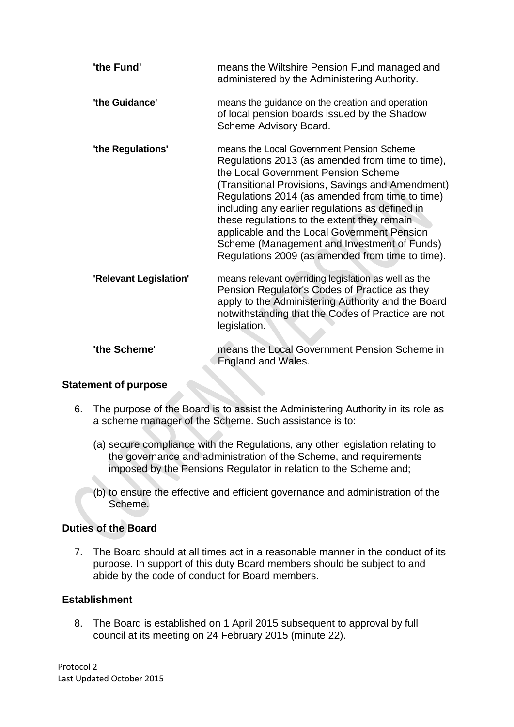**'the Fund'** means the Wiltshire Pension Fund managed and administered by the Administering Authority.

**'the Guidance'** means the guidance on the creation and operation of local pension boards issued by the Shadow Scheme Advisory Board.

**'the Regulations'** means the Local Government Pension Scheme Regulations 2013 (as amended from time to time), the Local Government Pension Scheme (Transitional Provisions, Savings and Amendment) Regulations 2014 (as amended from time to time) including any earlier regulations as defined in these regulations to the extent they remain applicable and the Local Government Pension Scheme (Management and Investment of Funds) Regulations 2009 (as amended from time to time).

**'Relevant Legislation'** means relevant overriding legislation as well as the Pension Regulator's Codes of Practice as they apply to the Administering Authority and the Board notwithstanding that the Codes of Practice are not legislation.

**'the Scheme'** means the Local Government Pension Scheme in England and Wales.

## Statement of purpose

6. The purpose of the Board is to assist the Administering Authority in its role as a scheme manager of the Scheme. Such assistance is to:

   (a) secure compliance with the Regulations, any other legislation relating to the governance and administration of the Scheme, and requirements imposed by the Pensions Regulator in relation to the Scheme and;

   (b) to ensure the effective and efficient governance and administration of the Scheme.

## Duties of the Board

7. The Board should at all times act in a reasonable manner in the conduct of its purpose. In support of this duty Board members should be subject to and abide by the code of conduct for Board members.

## Establishment

8. The Board is established on 1 April 2015 subsequent to approval by full council at its meeting on 24 February 2015 (minute 22).

Protocol 2
Last Updated October 2015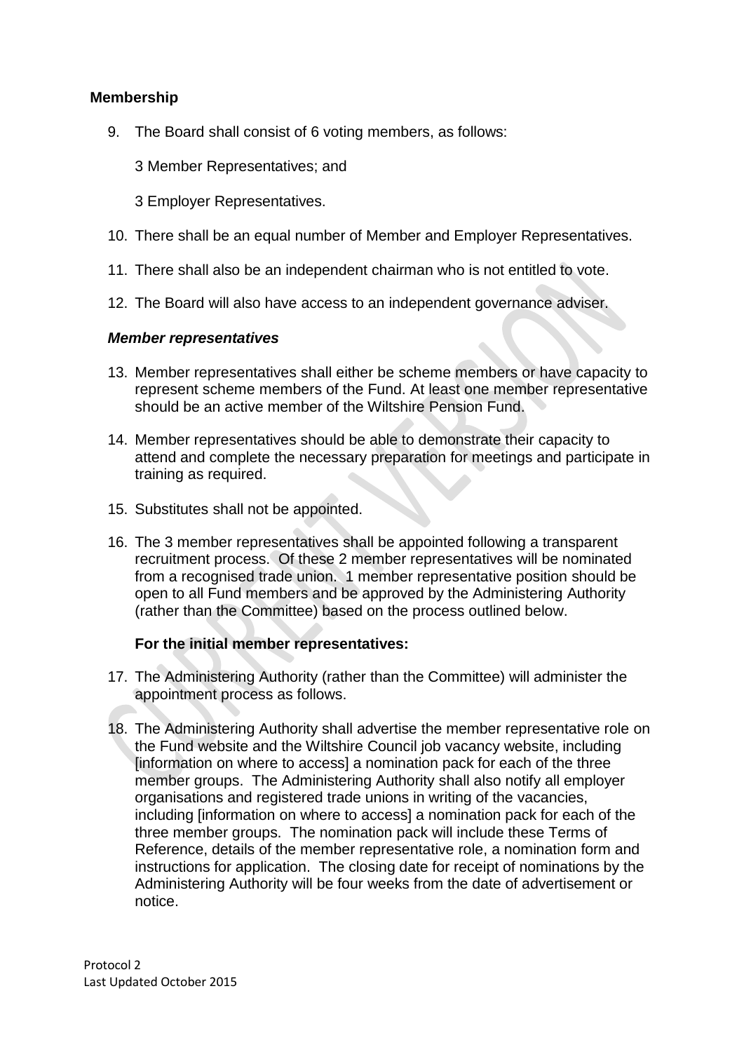## Membership

9. The Board shall consist of 6 voting members, as follows:

   3 Member Representatives; and

   3 Employer Representatives.

10. There shall be an equal number of Member and Employer Representatives.

11. There shall also be an independent chairman who is not entitled to vote.

12. The Board will also have access to an independent governance adviser.

### *Member representatives*

13. Member representatives shall either be scheme members or have capacity to represent scheme members of the Fund. At least one member representative should be an active member of the Wiltshire Pension Fund.

14. Member representatives should be able to demonstrate their capacity to attend and complete the necessary preparation for meetings and participate in training as required.

15. Substitutes shall not be appointed.

16. The 3 member representatives shall be appointed following a transparent recruitment process. Of these 2 member representatives will be nominated from a recognised trade union. 1 member representative position should be open to all Fund members and be approved by the Administering Authority (rather than the Committee) based on the process outlined below.

   **For the initial member representatives:**

17. The Administering Authority (rather than the Committee) will administer the appointment process as follows.

18. The Administering Authority shall advertise the member representative role on the Fund website and the Wiltshire Council job vacancy website, including [information on where to access] a nomination pack for each of the three member groups. The Administering Authority shall also notify all employer organisations and registered trade unions in writing of the vacancies, including [information on where to access] a nomination pack for each of the three member groups. The nomination pack will include these Terms of Reference, details of the member representative role, a nomination form and instructions for application. The closing date for receipt of nominations by the Administering Authority will be four weeks from the date of advertisement or notice.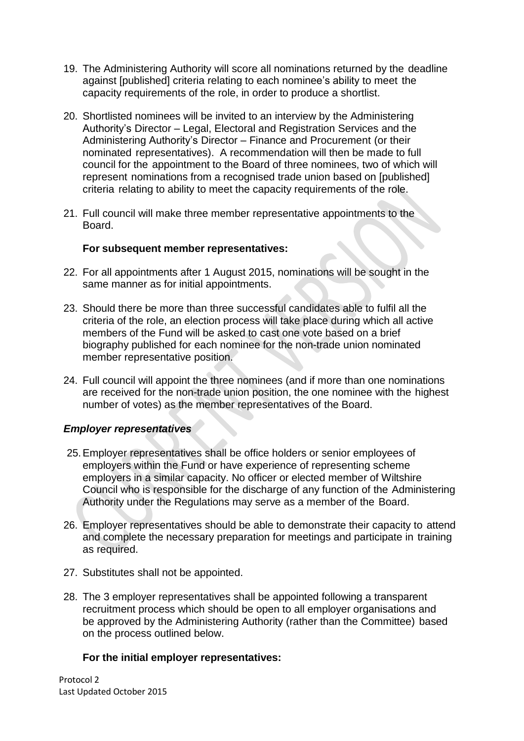19. The Administering Authority will score all nominations returned by the deadline against [published] criteria relating to each nominee's ability to meet the capacity requirements of the role, in order to produce a shortlist.

20. Shortlisted nominees will be invited to an interview by the Administering Authority's Director – Legal, Electoral and Registration Services and the Administering Authority's Director – Finance and Procurement (or their nominated representatives). A recommendation will then be made to full council for the appointment to the Board of three nominees, two of which will represent nominations from a recognised trade union based on [published] criteria relating to ability to meet the capacity requirements of the role.

21. Full council will make three member representative appointments to the Board.

**For subsequent member representatives:**

22. For all appointments after 1 August 2015, nominations will be sought in the same manner as for initial appointments.

23. Should there be more than three successful candidates able to fulfil all the criteria of the role, an election process will take place during which all active members of the Fund will be asked to cast one vote based on a brief biography published for each nominee for the non-trade union nominated member representative position.

24. Full council will appoint the three nominees (and if more than one nominations are received for the non-trade union position, the one nominee with the highest number of votes) as the member representatives of the Board.

### *Employer representatives*

25. Employer representatives shall be office holders or senior employees of employers within the Fund or have experience of representing scheme employers in a similar capacity. No officer or elected member of Wiltshire Council who is responsible for the discharge of any function of the Administering Authority under the Regulations may serve as a member of the Board.

26. Employer representatives should be able to demonstrate their capacity to attend and complete the necessary preparation for meetings and participate in training as required.

27. Substitutes shall not be appointed.

28. The 3 employer representatives shall be appointed following a transparent recruitment process which should be open to all employer organisations and be approved by the Administering Authority (rather than the Committee) based on the process outlined below.

**For the initial employer representatives:**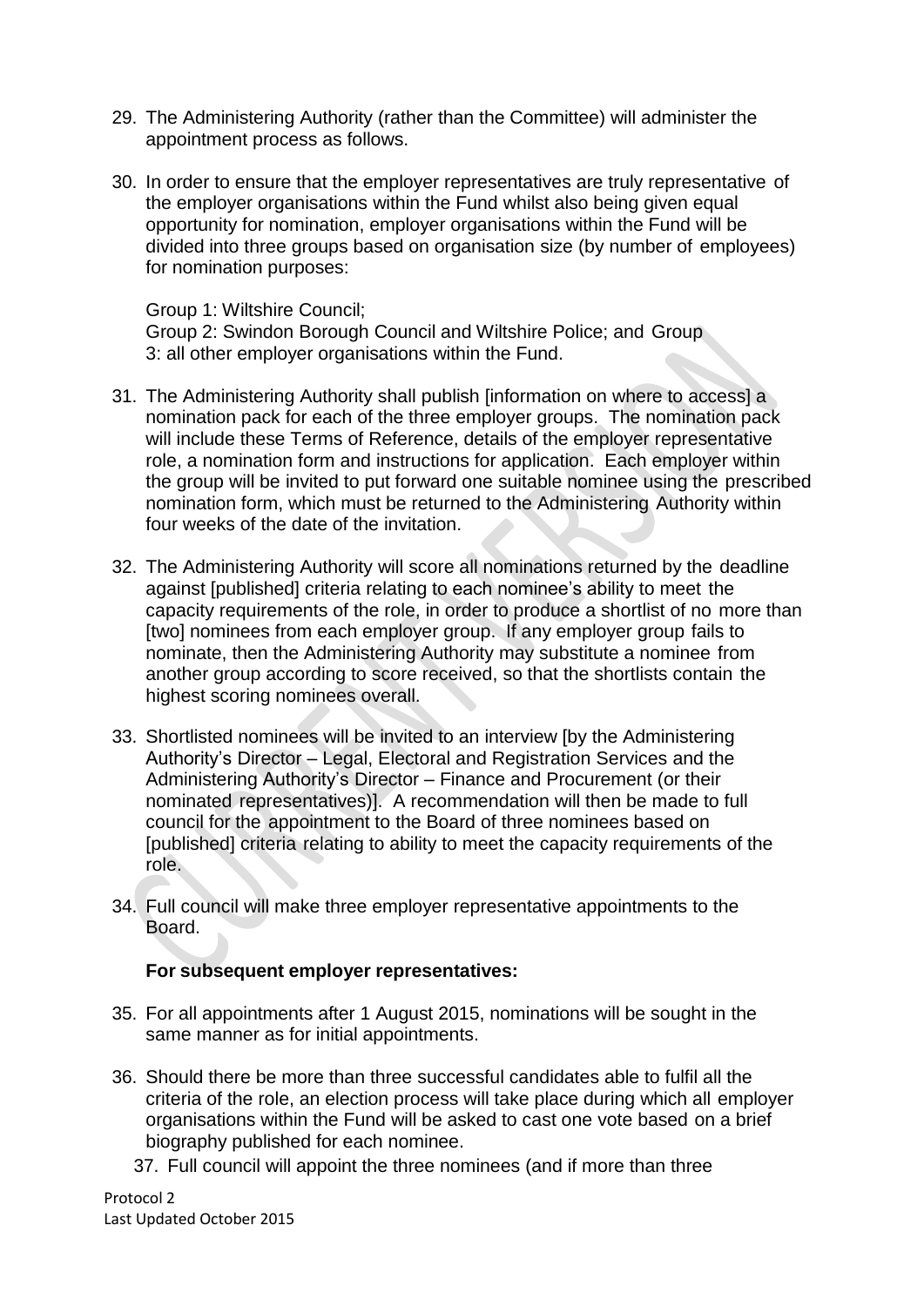29. The Administering Authority (rather than the Committee) will administer the appointment process as follows.

30. In order to ensure that the employer representatives are truly representative of the employer organisations within the Fund whilst also being given equal opportunity for nomination, employer organisations within the Fund will be divided into three groups based on organisation size (by number of employees) for nomination purposes:

    Group 1: Wiltshire Council;
    Group 2: Swindon Borough Council and Wiltshire Police; and Group 3: all other employer organisations within the Fund.

31. The Administering Authority shall publish [information on where to access] a nomination pack for each of the three employer groups. The nomination pack will include these Terms of Reference, details of the employer representative role, a nomination form and instructions for application. Each employer within the group will be invited to put forward one suitable nominee using the prescribed nomination form, which must be returned to the Administering Authority within four weeks of the date of the invitation.

32. The Administering Authority will score all nominations returned by the deadline against [published] criteria relating to each nominee's ability to meet the capacity requirements of the role, in order to produce a shortlist of no more than [two] nominees from each employer group. If any employer group fails to nominate, then the Administering Authority may substitute a nominee from another group according to score received, so that the shortlists contain the highest scoring nominees overall.

33. Shortlisted nominees will be invited to an interview [by the Administering Authority's Director – Legal, Electoral and Registration Services and the Administering Authority's Director – Finance and Procurement (or their nominated representatives)]. A recommendation will then be made to full council for the appointment to the Board of three nominees based on [published] criteria relating to ability to meet the capacity requirements of the role.

34. Full council will make three employer representative appointments to the Board.

**For subsequent employer representatives:**

35. For all appointments after 1 August 2015, nominations will be sought in the same manner as for initial appointments.

36. Should there be more than three successful candidates able to fulfil all the criteria of the role, an election process will take place during which all employer organisations within the Fund will be asked to cast one vote based on a brief biography published for each nominee.

37. Full council will appoint the three nominees (and if more than three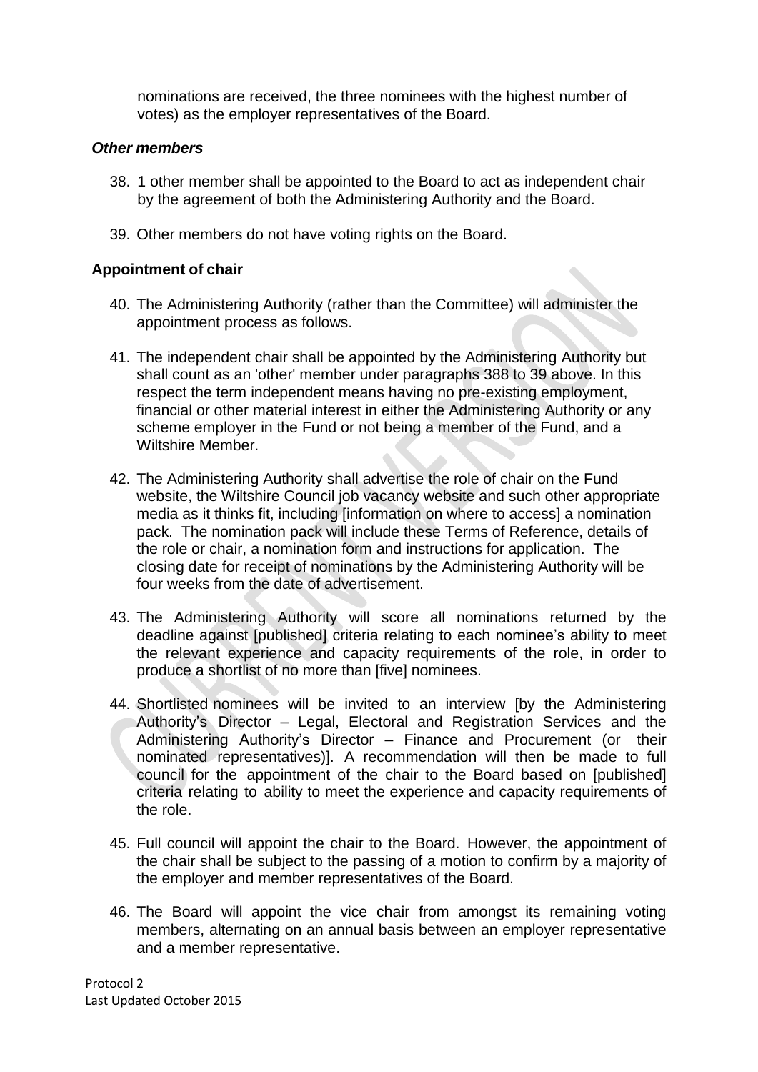nominations are received, the three nominees with the highest number of votes) as the employer representatives of the Board.

### *Other members*

38. 1 other member shall be appointed to the Board to act as independent chair by the agreement of both the Administering Authority and the Board.

39. Other members do not have voting rights on the Board.

### **Appointment of chair**

40. The Administering Authority (rather than the Committee) will administer the appointment process as follows.

41. The independent chair shall be appointed by the Administering Authority but shall count as an 'other' member under paragraphs 388 to 39 above. In this respect the term independent means having no pre-existing employment, financial or other material interest in either the Administering Authority or any scheme employer in the Fund or not being a member of the Fund, and a Wiltshire Member.

42. The Administering Authority shall advertise the role of chair on the Fund website, the Wiltshire Council job vacancy website and such other appropriate media as it thinks fit, including [information on where to access] a nomination pack. The nomination pack will include these Terms of Reference, details of the role or chair, a nomination form and instructions for application. The closing date for receipt of nominations by the Administering Authority will be four weeks from the date of advertisement.

43. The Administering Authority will score all nominations returned by the deadline against [published] criteria relating to each nominee's ability to meet the relevant experience and capacity requirements of the role, in order to produce a shortlist of no more than [five] nominees.

44. Shortlisted nominees will be invited to an interview [by the Administering Authority's Director – Legal, Electoral and Registration Services and the Administering Authority's Director – Finance and Procurement (or their nominated representatives)]. A recommendation will then be made to full council for the appointment of the chair to the Board based on [published] criteria relating to ability to meet the experience and capacity requirements of the role.

45. Full council will appoint the chair to the Board. However, the appointment of the chair shall be subject to the passing of a motion to confirm by a majority of the employer and member representatives of the Board.

46. The Board will appoint the vice chair from amongst its remaining voting members, alternating on an annual basis between an employer representative and a member representative.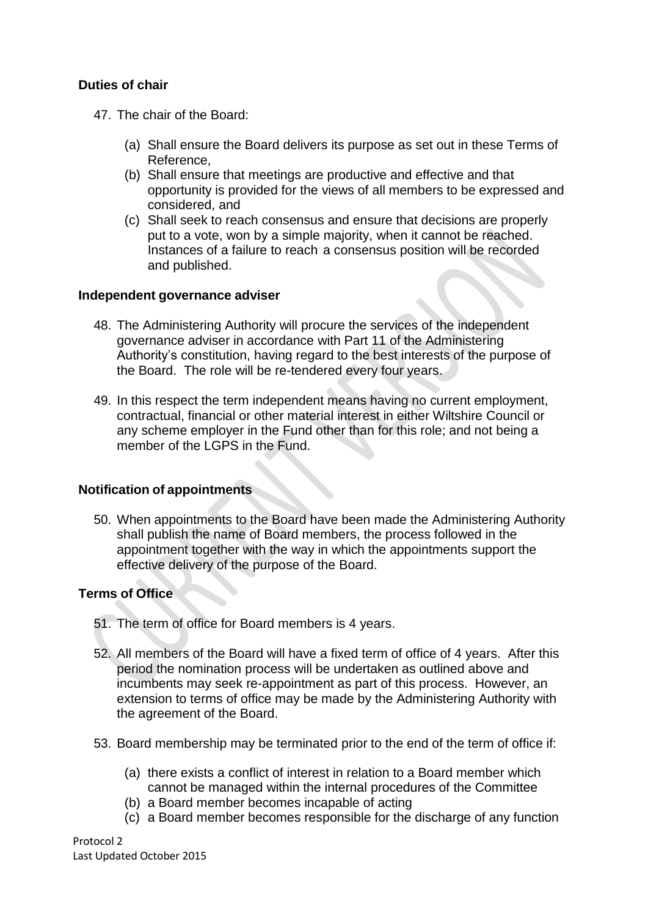### Duties of chair

47. The chair of the Board:

    (a) Shall ensure the Board delivers its purpose as set out in these Terms of Reference,
    (b) Shall ensure that meetings are productive and effective and that opportunity is provided for the views of all members to be expressed and considered, and
    (c) Shall seek to reach consensus and ensure that decisions are properly put to a vote, won by a simple majority, when it cannot be reached. Instances of a failure to reach a consensus position will be recorded and published.

### Independent governance adviser

48. The Administering Authority will procure the services of the independent governance adviser in accordance with Part 11 of the Administering Authority's constitution, having regard to the best interests of the purpose of the Board. The role will be re-tendered every four years.

49. In this respect the term independent means having no current employment, contractual, financial or other material interest in either Wiltshire Council or any scheme employer in the Fund other than for this role; and not being a member of the LGPS in the Fund.

### Notification of appointments

50. When appointments to the Board have been made the Administering Authority shall publish the name of Board members, the process followed in the appointment together with the way in which the appointments support the effective delivery of the purpose of the Board.

### Terms of Office

51. The term of office for Board members is 4 years.

52. All members of the Board will have a fixed term of office of 4 years. After this period the nomination process will be undertaken as outlined above and incumbents may seek re-appointment as part of this process. However, an extension to terms of office may be made by the Administering Authority with the agreement of the Board.

53. Board membership may be terminated prior to the end of the term of office if:

    (a) there exists a conflict of interest in relation to a Board member which cannot be managed within the internal procedures of the Committee
    (b) a Board member becomes incapable of acting
    (c) a Board member becomes responsible for the discharge of any function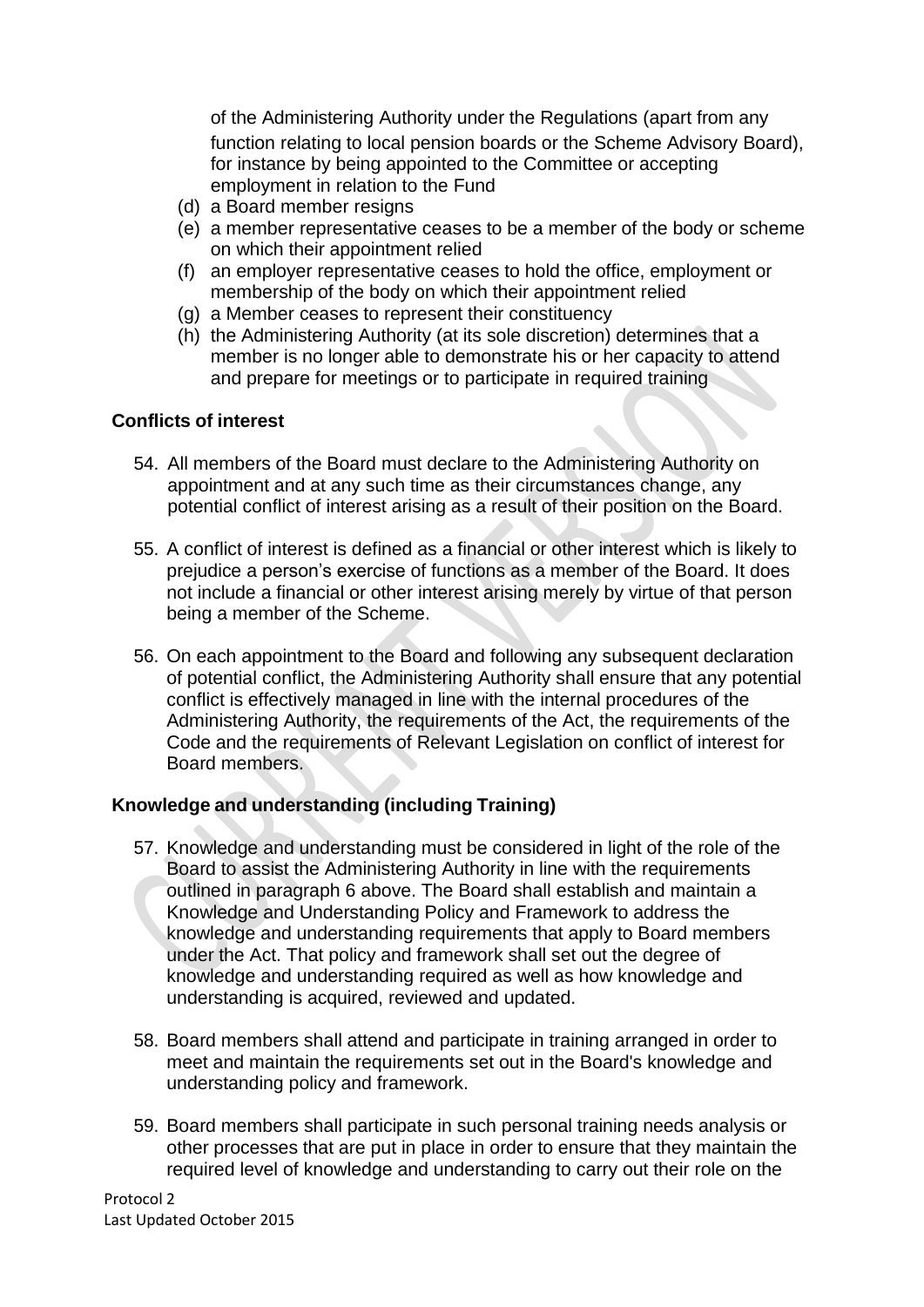of the Administering Authority under the Regulations (apart from any function relating to local pension boards or the Scheme Advisory Board), for instance by being appointed to the Committee or accepting employment in relation to the Fund

(d) a Board member resigns
(e) a member representative ceases to be a member of the body or scheme on which their appointment relied
(f) an employer representative ceases to hold the office, employment or membership of the body on which their appointment relied
(g) a Member ceases to represent their constituency
(h) the Administering Authority (at its sole discretion) determines that a member is no longer able to demonstrate his or her capacity to attend and prepare for meetings or to participate in required training

**Conflicts of interest**

54. All members of the Board must declare to the Administering Authority on appointment and at any such time as their circumstances change, any potential conflict of interest arising as a result of their position on the Board.

55. A conflict of interest is defined as a financial or other interest which is likely to prejudice a person's exercise of functions as a member of the Board. It does not include a financial or other interest arising merely by virtue of that person being a member of the Scheme.

56. On each appointment to the Board and following any subsequent declaration of potential conflict, the Administering Authority shall ensure that any potential conflict is effectively managed in line with the internal procedures of the Administering Authority, the requirements of the Act, the requirements of the Code and the requirements of Relevant Legislation on conflict of interest for Board members.

**Knowledge and understanding (including Training)**

57. Knowledge and understanding must be considered in light of the role of the Board to assist the Administering Authority in line with the requirements outlined in paragraph 6 above. The Board shall establish and maintain a Knowledge and Understanding Policy and Framework to address the knowledge and understanding requirements that apply to Board members under the Act. That policy and framework shall set out the degree of knowledge and understanding required as well as how knowledge and understanding is acquired, reviewed and updated.

58. Board members shall attend and participate in training arranged in order to meet and maintain the requirements set out in the Board's knowledge and understanding policy and framework.

59. Board members shall participate in such personal training needs analysis or other processes that are put in place in order to ensure that they maintain the required level of knowledge and understanding to carry out their role on the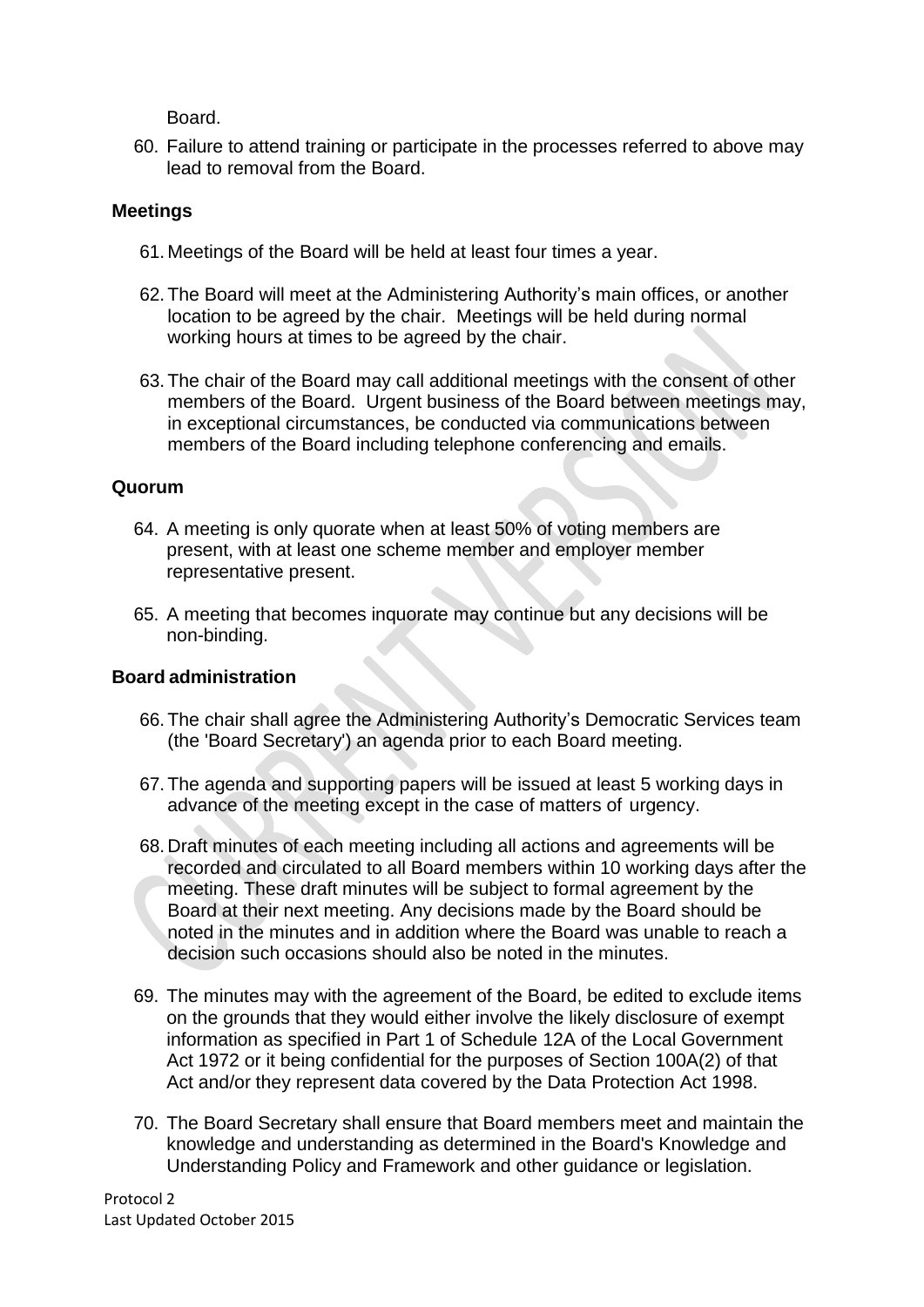Board.

60. Failure to attend training or participate in the processes referred to above may lead to removal from the Board.

## Meetings

61. Meetings of the Board will be held at least four times a year.

62. The Board will meet at the Administering Authority's main offices, or another location to be agreed by the chair. Meetings will be held during normal working hours at times to be agreed by the chair.

63. The chair of the Board may call additional meetings with the consent of other members of the Board. Urgent business of the Board between meetings may, in exceptional circumstances, be conducted via communications between members of the Board including telephone conferencing and emails.

## Quorum

64. A meeting is only quorate when at least 50% of voting members are present, with at least one scheme member and employer member representative present.

65. A meeting that becomes inquorate may continue but any decisions will be non-binding.

## Board administration

66. The chair shall agree the Administering Authority's Democratic Services team (the 'Board Secretary') an agenda prior to each Board meeting.

67. The agenda and supporting papers will be issued at least 5 working days in advance of the meeting except in the case of matters of urgency.

68. Draft minutes of each meeting including all actions and agreements will be recorded and circulated to all Board members within 10 working days after the meeting. These draft minutes will be subject to formal agreement by the Board at their next meeting. Any decisions made by the Board should be noted in the minutes and in addition where the Board was unable to reach a decision such occasions should also be noted in the minutes.

69. The minutes may with the agreement of the Board, be edited to exclude items on the grounds that they would either involve the likely disclosure of exempt information as specified in Part 1 of Schedule 12A of the Local Government Act 1972 or it being confidential for the purposes of Section 100A(2) of that Act and/or they represent data covered by the Data Protection Act 1998.

70. The Board Secretary shall ensure that Board members meet and maintain the knowledge and understanding as determined in the Board's Knowledge and Understanding Policy and Framework and other guidance or legislation.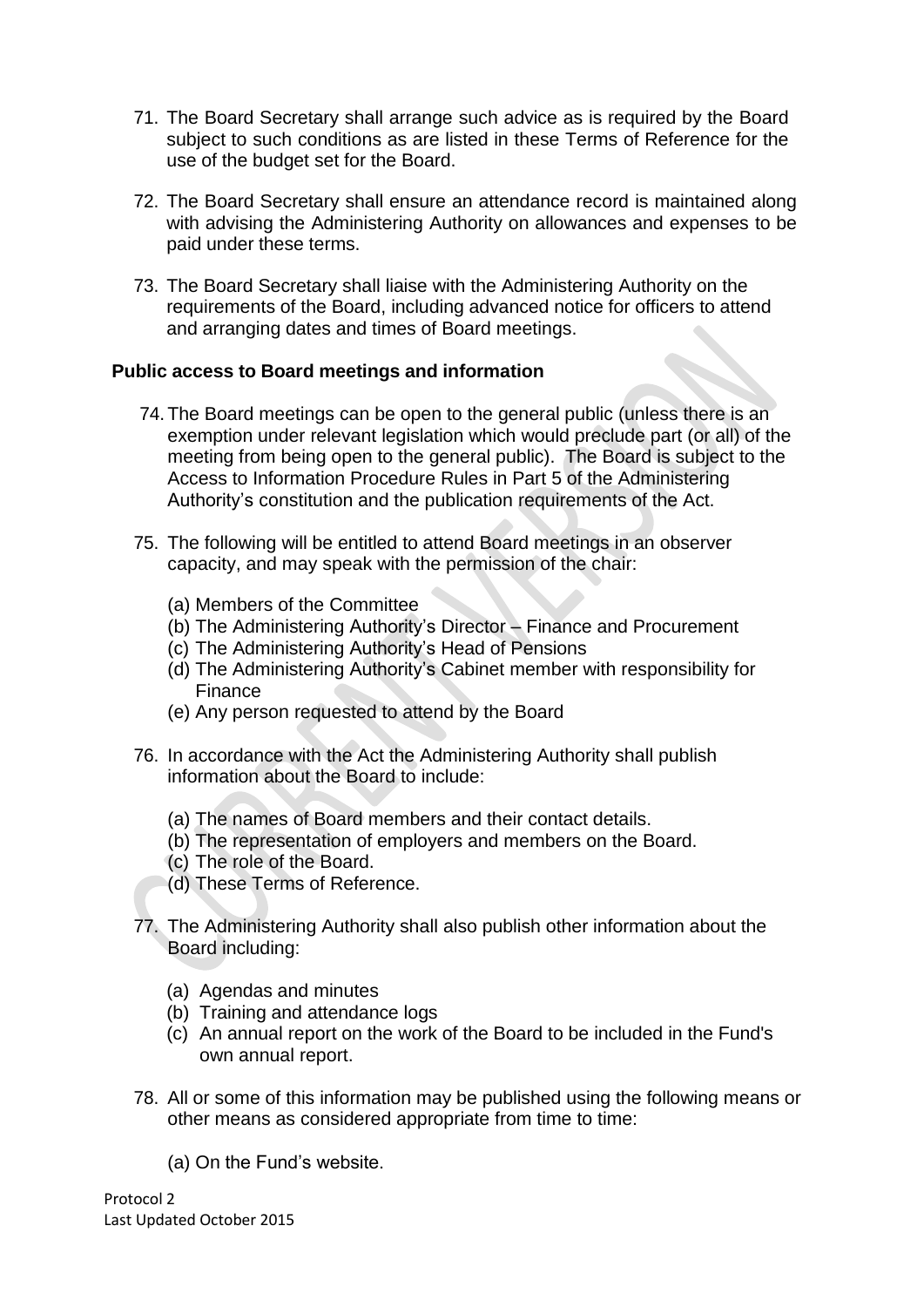71. The Board Secretary shall arrange such advice as is required by the Board subject to such conditions as are listed in these Terms of Reference for the use of the budget set for the Board.

72. The Board Secretary shall ensure an attendance record is maintained along with advising the Administering Authority on allowances and expenses to be paid under these terms.

73. The Board Secretary shall liaise with the Administering Authority on the requirements of the Board, including advanced notice for officers to attend and arranging dates and times of Board meetings.

**Public access to Board meetings and information**

74. The Board meetings can be open to the general public (unless there is an exemption under relevant legislation which would preclude part (or all) of the meeting from being open to the general public). The Board is subject to the Access to Information Procedure Rules in Part 5 of the Administering Authority's constitution and the publication requirements of the Act.

75. The following will be entitled to attend Board meetings in an observer capacity, and may speak with the permission of the chair:

    (a) Members of the Committee
    (b) The Administering Authority's Director – Finance and Procurement
    (c) The Administering Authority's Head of Pensions
    (d) The Administering Authority's Cabinet member with responsibility for Finance
    (e) Any person requested to attend by the Board

76. In accordance with the Act the Administering Authority shall publish information about the Board to include:

    (a) The names of Board members and their contact details.
    (b) The representation of employers and members on the Board.
    (c) The role of the Board.
    (d) These Terms of Reference.

77. The Administering Authority shall also publish other information about the Board including:

    (a) Agendas and minutes
    (b) Training and attendance logs
    (c) An annual report on the work of the Board to be included in the Fund's own annual report.

78. All or some of this information may be published using the following means or other means as considered appropriate from time to time:

    (a) On the Fund's website.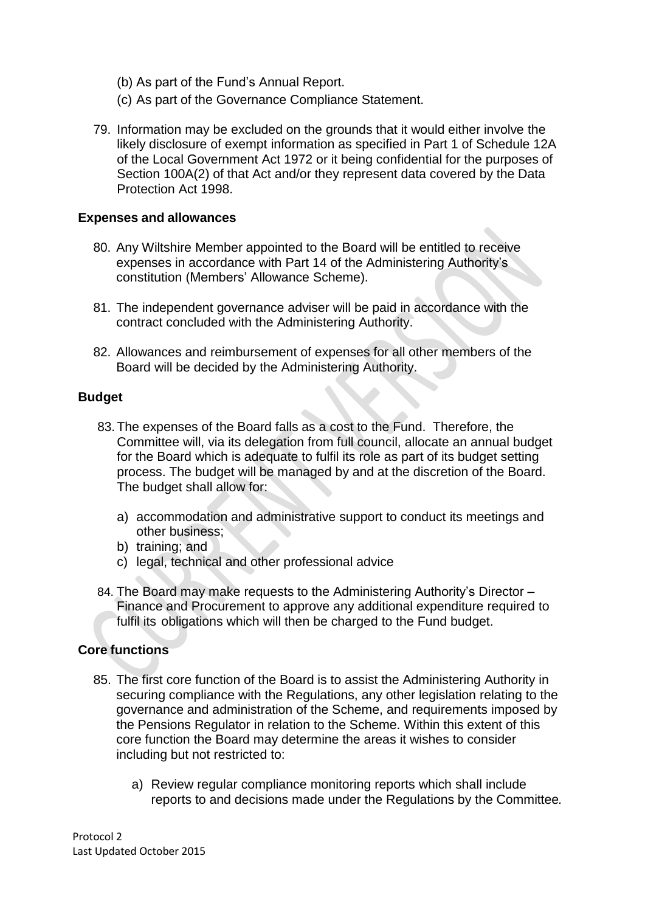(b) As part of the Fund's Annual Report.
(c) As part of the Governance Compliance Statement.

79. Information may be excluded on the grounds that it would either involve the likely disclosure of exempt information as specified in Part 1 of Schedule 12A of the Local Government Act 1972 or it being confidential for the purposes of Section 100A(2) of that Act and/or they represent data covered by the Data Protection Act 1998.

**Expenses and allowances**

80. Any Wiltshire Member appointed to the Board will be entitled to receive expenses in accordance with Part 14 of the Administering Authority's constitution (Members' Allowance Scheme).

81. The independent governance adviser will be paid in accordance with the contract concluded with the Administering Authority.

82. Allowances and reimbursement of expenses for all other members of the Board will be decided by the Administering Authority.

**Budget**

83. The expenses of the Board falls as a cost to the Fund. Therefore, the Committee will, via its delegation from full council, allocate an annual budget for the Board which is adequate to fulfil its role as part of its budget setting process. The budget will be managed by and at the discretion of the Board. The budget shall allow for:

    a) accommodation and administrative support to conduct its meetings and other business;
    b) training; and
    c) legal, technical and other professional advice

84. The Board may make requests to the Administering Authority's Director – Finance and Procurement to approve any additional expenditure required to fulfil its obligations which will then be charged to the Fund budget.

**Core functions**

85. The first core function of the Board is to assist the Administering Authority in securing compliance with the Regulations, any other legislation relating to the governance and administration of the Scheme, and requirements imposed by the Pensions Regulator in relation to the Scheme. Within this extent of this core function the Board may determine the areas it wishes to consider including but not restricted to:

    a) Review regular compliance monitoring reports which shall include reports to and decisions made under the Regulations by the Committee.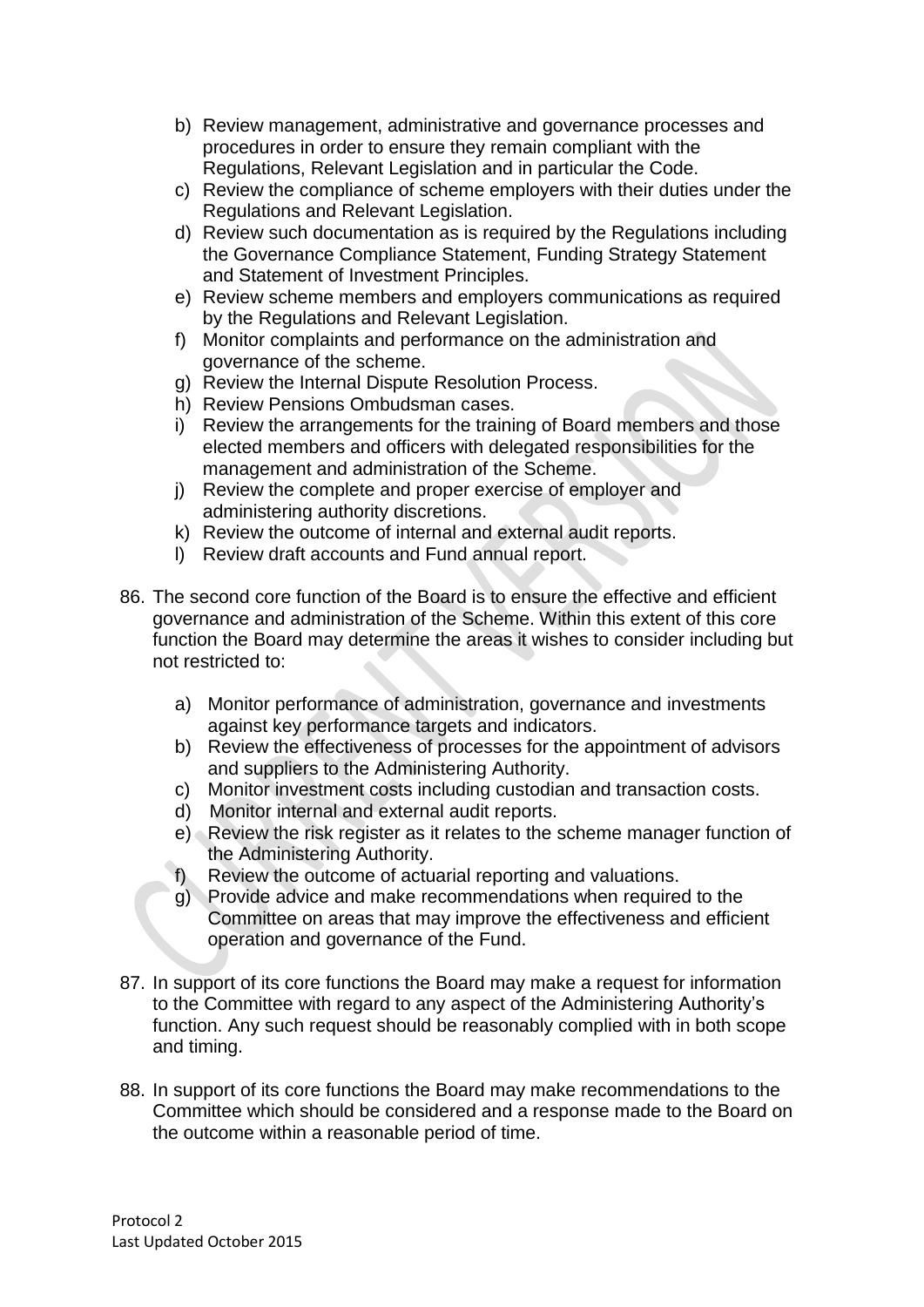b) Review management, administrative and governance processes and procedures in order to ensure they remain compliant with the Regulations, Relevant Legislation and in particular the Code.
c) Review the compliance of scheme employers with their duties under the Regulations and Relevant Legislation.
d) Review such documentation as is required by the Regulations including the Governance Compliance Statement, Funding Strategy Statement and Statement of Investment Principles.
e) Review scheme members and employers communications as required by the Regulations and Relevant Legislation.
f) Monitor complaints and performance on the administration and governance of the scheme.
g) Review the Internal Dispute Resolution Process.
h) Review Pensions Ombudsman cases.
i) Review the arrangements for the training of Board members and those elected members and officers with delegated responsibilities for the management and administration of the Scheme.
j) Review the complete and proper exercise of employer and administering authority discretions.
k) Review the outcome of internal and external audit reports.
l) Review draft accounts and Fund annual report.

86. The second core function of the Board is to ensure the effective and efficient governance and administration of the Scheme. Within this extent of this core function the Board may determine the areas it wishes to consider including but not restricted to:

    a) Monitor performance of administration, governance and investments against key performance targets and indicators.
    b) Review the effectiveness of processes for the appointment of advisors and suppliers to the Administering Authority.
    c) Monitor investment costs including custodian and transaction costs.
    d) Monitor internal and external audit reports.
    e) Review the risk register as it relates to the scheme manager function of the Administering Authority.
    f) Review the outcome of actuarial reporting and valuations.
    g) Provide advice and make recommendations when required to the Committee on areas that may improve the effectiveness and efficient operation and governance of the Fund.

87. In support of its core functions the Board may make a request for information to the Committee with regard to any aspect of the Administering Authority's function. Any such request should be reasonably complied with in both scope and timing.

88. In support of its core functions the Board may make recommendations to the Committee which should be considered and a response made to the Board on the outcome within a reasonable period of time.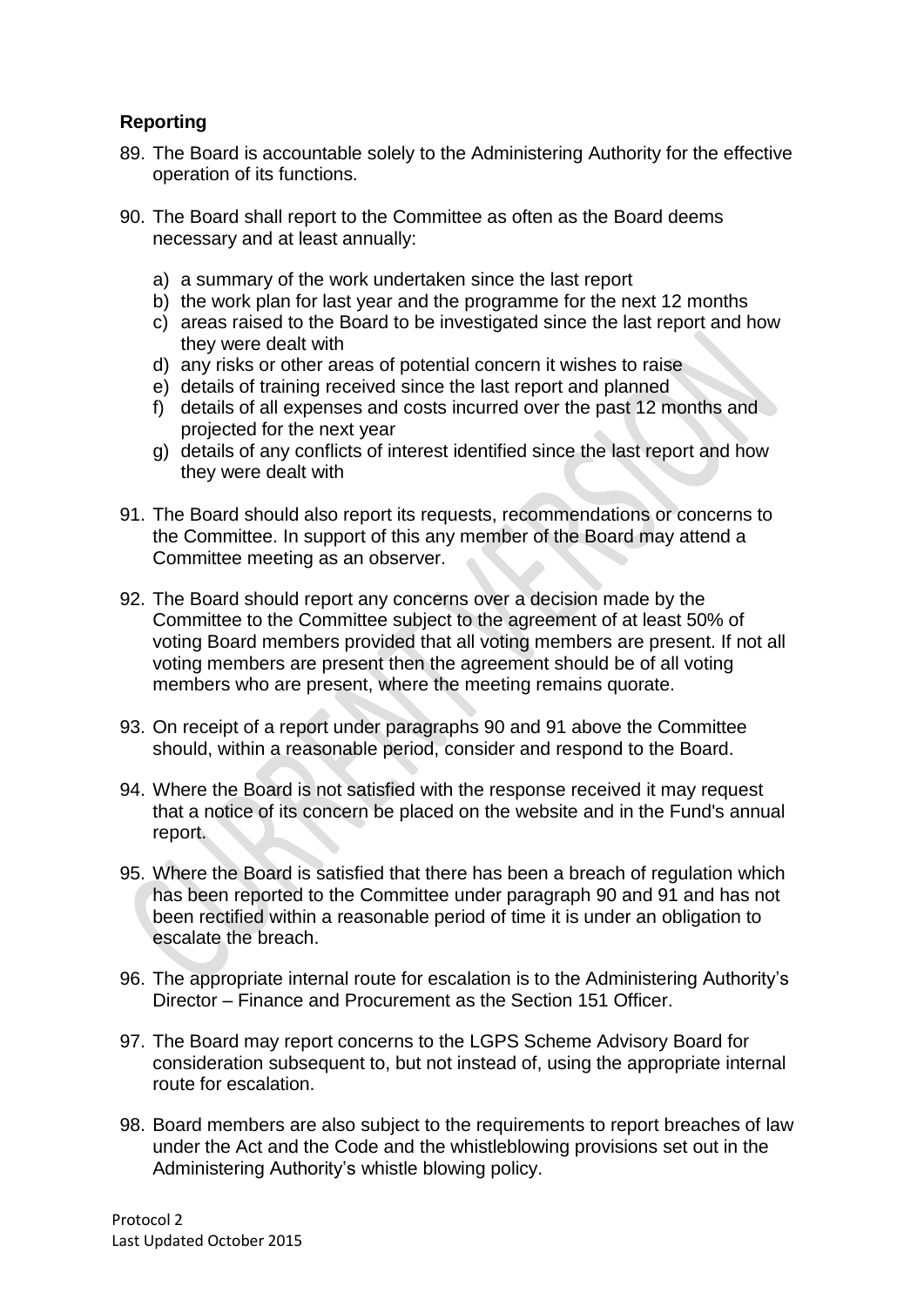## Reporting

89. The Board is accountable solely to the Administering Authority for the effective operation of its functions.

90. The Board shall report to the Committee as often as the Board deems necessary and at least annually:

    a) a summary of the work undertaken since the last report
    b) the work plan for last year and the programme for the next 12 months
    c) areas raised to the Board to be investigated since the last report and how they were dealt with
    d) any risks or other areas of potential concern it wishes to raise
    e) details of training received since the last report and planned
    f) details of all expenses and costs incurred over the past 12 months and projected for the next year
    g) details of any conflicts of interest identified since the last report and how they were dealt with

91. The Board should also report its requests, recommendations or concerns to the Committee. In support of this any member of the Board may attend a Committee meeting as an observer.

92. The Board should report any concerns over a decision made by the Committee to the Committee subject to the agreement of at least 50% of voting Board members provided that all voting members are present. If not all voting members are present then the agreement should be of all voting members who are present, where the meeting remains quorate.

93. On receipt of a report under paragraphs 90 and 91 above the Committee should, within a reasonable period, consider and respond to the Board.

94. Where the Board is not satisfied with the response received it may request that a notice of its concern be placed on the website and in the Fund's annual report.

95. Where the Board is satisfied that there has been a breach of regulation which has been reported to the Committee under paragraph 90 and 91 and has not been rectified within a reasonable period of time it is under an obligation to escalate the breach.

96. The appropriate internal route for escalation is to the Administering Authority's Director – Finance and Procurement as the Section 151 Officer.

97. The Board may report concerns to the LGPS Scheme Advisory Board for consideration subsequent to, but not instead of, using the appropriate internal route for escalation.

98. Board members are also subject to the requirements to report breaches of law under the Act and the Code and the whistleblowing provisions set out in the Administering Authority's whistle blowing policy.

Protocol 2
Last Updated October 2015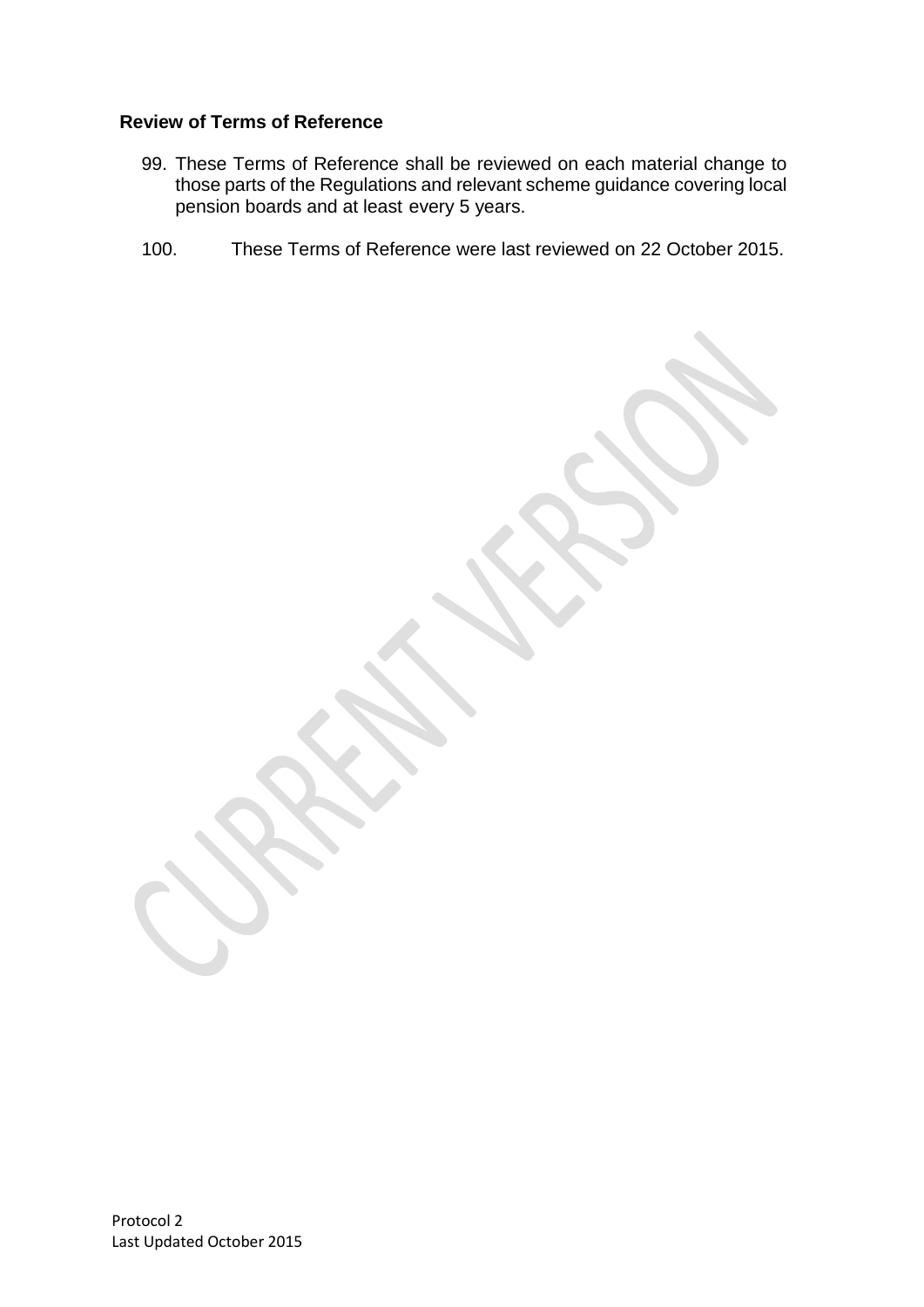**Review of Terms of Reference**

99. These Terms of Reference shall be reviewed on each material change to those parts of the Regulations and relevant scheme guidance covering local pension boards and at least every 5 years.

100. These Terms of Reference were last reviewed on 22 October 2015.